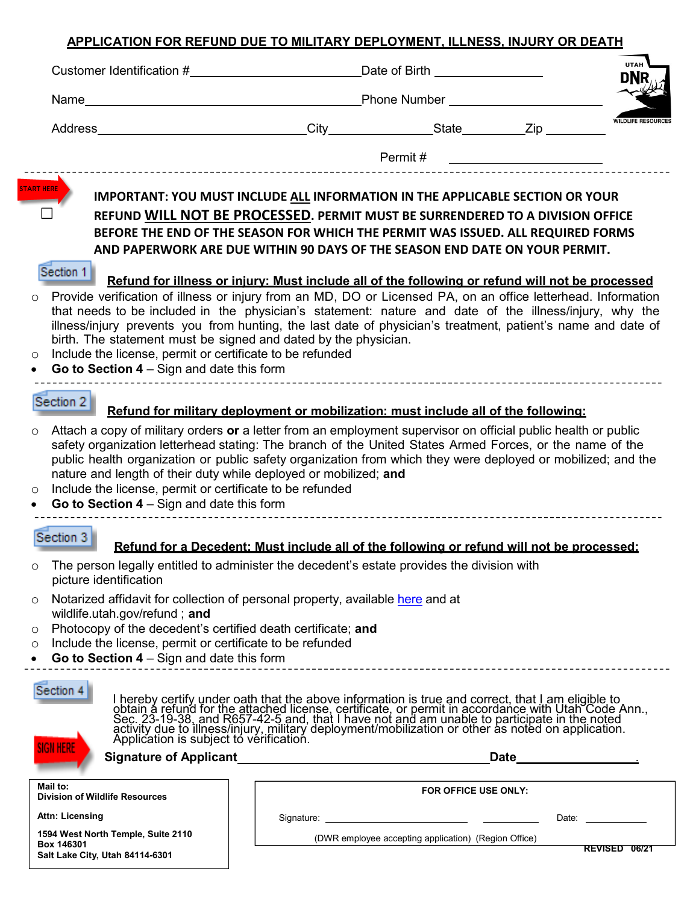## APPLICATION FOR REFUND DUE TO MILITARY DEPLOYMENT, ILLNESS, INJURY OR DEATH

Customer Identification #\_\_\_\_\_\_\_\_\_\_\_\_\_\_\_\_\_\_\_\_ Date of Birth \_\_\_\_\_\_\_\_\_\_\_\_

Name\_\_\_\_\_\_\_\_\_\_\_\_\_\_\_\_\_\_\_\_\_\_\_\_\_\_\_\_\_\_\_\_ Phone Number \_\_\_\_\_\_\_\_\_\_\_\_\_\_\_\_

Address\_\_\_\_\_\_\_\_\_\_\_\_\_\_\_\_\_\_\_\_\_\_\_\_ City\_\_\_\_\_\_\_\_\_\_\_\_ State\_\_\_\_\_\_\_ Zip \_\_\_\_\_\_\_

Permit # \_\_\_\_\_\_\_\_\_\_\_\_\_\_\_\_

UTAH DNR WILDLIFE RESOURCES

---

START HERE

☐ **IMPORTANT: YOU MUST INCLUDE ALL INFORMATION IN THE APPLICABLE SECTION OR YOUR REFUND WILL NOT BE PROCESSED. PERMIT MUST BE SURRENDERED TO A DIVISION OFFICE BEFORE THE END OF THE SEASON FOR WHICH THE PERMIT WAS ISSUED. ALL REQUIRED FORMS AND PAPERWORK ARE DUE WITHIN 90 DAYS OF THE SEASON END DATE ON YOUR PERMIT.**

### Section 1

**Refund for illness or injury: Must include all of the following or refund will not be processed**

- Provide verification of illness or injury from an MD, DO or Licensed PA, on an office letterhead. Information that needs to be included in the physician's statement: nature and date of the illness/injury, why the illness/injury prevents you from hunting, the last date of physician's treatment, patient's name and date of birth. The statement must be signed and dated by the physician.
- Include the license, permit or certificate to be refunded
- **Go to Section 4** – Sign and date this form

---

### Section 2

**Refund for military deployment or mobilization: must include all of the following:**

- Attach a copy of military orders **or** a letter from an employment supervisor on official public health or public safety organization letterhead stating: The branch of the United States Armed Forces, or the name of the public health organization or public safety organization from which they were deployed or mobilized; and the nature and length of their duty while deployed or mobilized; **and**
- Include the license, permit or certificate to be refunded
- **Go to Section 4** – Sign and date this form

---

### Section 3

**Refund for a Decedent: Must include all of the following or refund will not be processed:**

- The person legally entitled to administer the decedent's estate provides the division with picture identification
- Notarized affidavit for collection of personal property, available here and at wildlife.utah.gov/refund ; **and**
- Photocopy of the decedent's certified death certificate; **and**
- Include the license, permit or certificate to be refunded
- **Go to Section 4** – Sign and date this form

---

### Section 4

I hereby certify under oath that the above information is true and correct, that I am eligible to obtain a refund for the attached license, certificate, or permit in accordance with Utah Code Ann., Sec. 23-19-38, and R657-42-5 and, that I have not and am unable to participate in the noted activity due to illness/injury, military deployment/mobilization or other as noted on application. Application is subject to verification.

SIGN HERE

**Signature of Applicant**\_\_\_\_\_\_\_\_\_\_\_\_\_\_\_\_\_\_\_\_\_\_\_\_\_\_\_\_ **Date**\_\_\_\_\_\_\_\_\_\_\_\_.

**Mail to:**
**Division of Wildlife Resources**

**Attn: Licensing**

**1594 West North Temple, Suite 2110**
**Box 146301**
**Salt Lake City, Utah 84114-6301**

**FOR OFFICE USE ONLY:**

Signature: \_\_\_\_\_\_\_\_\_\_\_\_\_\_\_\_\_\_\_\_ \_\_\_\_\_\_\_\_\_\_ Date: \_\_\_\_\_\_\_\_\_\_

(DWR employee accepting application) (Region Office)

**REVISED 06/21**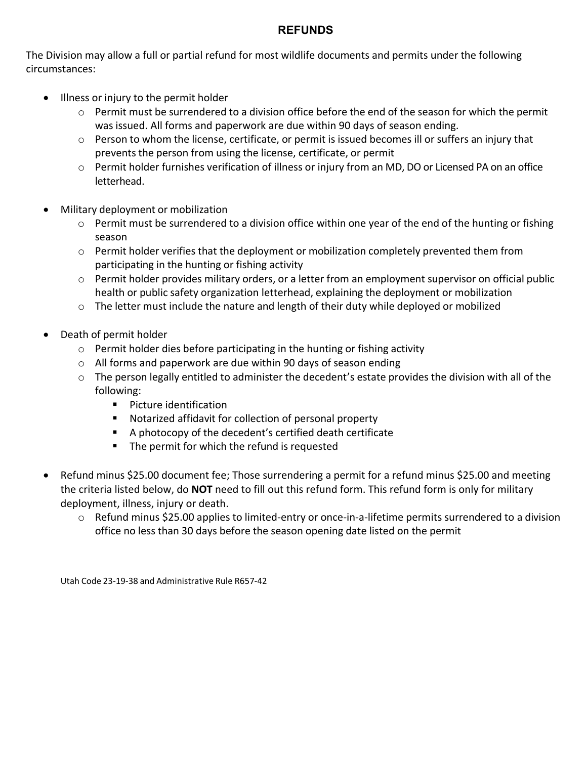## REFUNDS

The Division may allow a full or partial refund for most wildlife documents and permits under the following circumstances:

- Illness or injury to the permit holder
  - Permit must be surrendered to a division office before the end of the season for which the permit was issued. All forms and paperwork are due within 90 days of season ending.
  - Person to whom the license, certificate, or permit is issued becomes ill or suffers an injury that prevents the person from using the license, certificate, or permit
  - Permit holder furnishes verification of illness or injury from an MD, DO or Licensed PA on an office letterhead.

- Military deployment or mobilization
  - Permit must be surrendered to a division office within one year of the end of the hunting or fishing season
  - Permit holder verifies that the deployment or mobilization completely prevented them from participating in the hunting or fishing activity
  - Permit holder provides military orders, or a letter from an employment supervisor on official public health or public safety organization letterhead, explaining the deployment or mobilization
  - The letter must include the nature and length of their duty while deployed or mobilized

- Death of permit holder
  - Permit holder dies before participating in the hunting or fishing activity
  - All forms and paperwork are due within 90 days of season ending
  - The person legally entitled to administer the decedent's estate provides the division with all of the following:
    - Picture identification
    - Notarized affidavit for collection of personal property
    - A photocopy of the decedent's certified death certificate
    - The permit for which the refund is requested

- Refund minus $25.00 document fee; Those surrendering a permit for a refund minus $25.00 and meeting the criteria listed below, do **NOT** need to fill out this refund form. This refund form is only for military deployment, illness, injury or death.
  - Refund minus $25.00 applies to limited-entry or once-in-a-lifetime permits surrendered to a division office no less than 30 days before the season opening date listed on the permit

Utah Code 23-19-38 and Administrative Rule R657-42